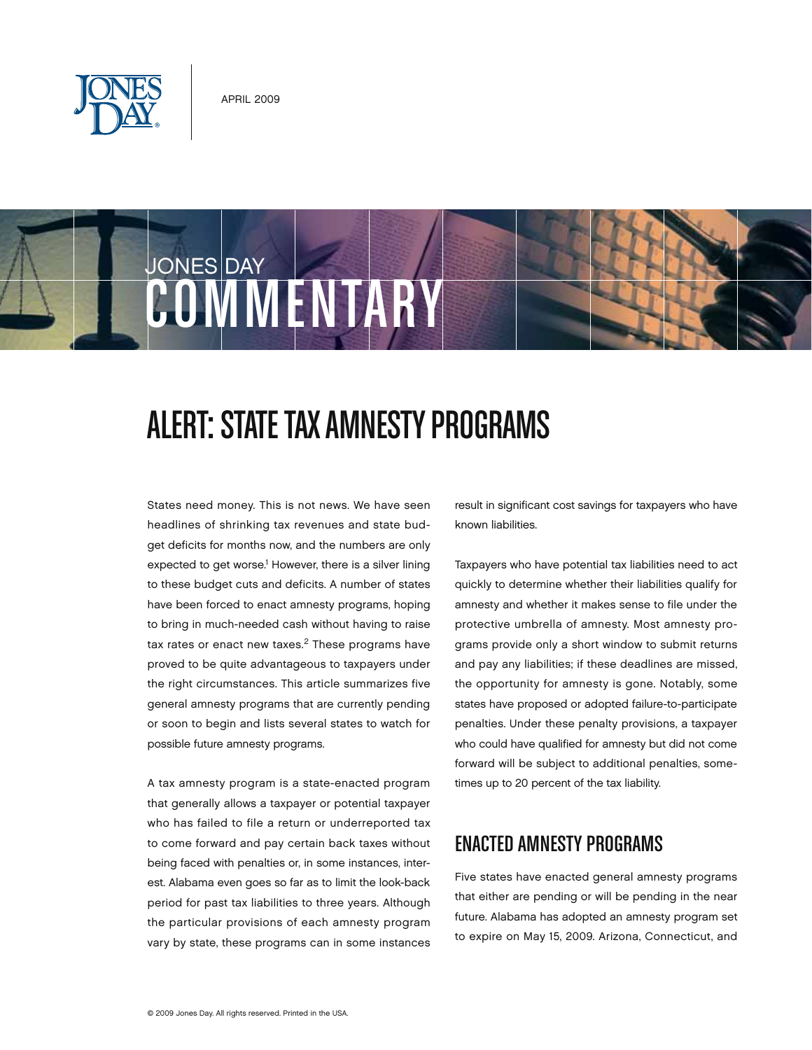JONES DAY

APRIL 2009

JONES DAY COMMENTARY

# ALERT: STATE TAX AMNESTY PROGRAMS

States need money. This is not news. We have seen headlines of shrinking tax revenues and state budget deficits for months now, and the numbers are only expected to get worse.[1] However, there is a silver lining to these budget cuts and deficits. A number of states have been forced to enact amnesty programs, hoping to bring in much-needed cash without having to raise tax rates or enact new taxes.[2] These programs have proved to be quite advantageous to taxpayers under the right circumstances. This article summarizes five general amnesty programs that are currently pending or soon to begin and lists several states to watch for possible future amnesty programs.

A tax amnesty program is a state-enacted program that generally allows a taxpayer or potential taxpayer who has failed to file a return or underreported tax to come forward and pay certain back taxes without being faced with penalties or, in some instances, interest. Alabama even goes so far as to limit the look-back period for past tax liabilities to three years. Although the particular provisions of each amnesty program vary by state, these programs can in some instances result in significant cost savings for taxpayers who have known liabilities.

Taxpayers who have potential tax liabilities need to act quickly to determine whether their liabilities qualify for amnesty and whether it makes sense to file under the protective umbrella of amnesty. Most amnesty programs provide only a short window to submit returns and pay any liabilities; if these deadlines are missed, the opportunity for amnesty is gone. Notably, some states have proposed or adopted failure-to-participate penalties. Under these penalty provisions, a taxpayer who could have qualified for amnesty but did not come forward will be subject to additional penalties, sometimes up to 20 percent of the tax liability.

## ENACTED AMNESTY PROGRAMS

Five states have enacted general amnesty programs that either are pending or will be pending in the near future. Alabama has adopted an amnesty program set to expire on May 15, 2009. Arizona, Connecticut, and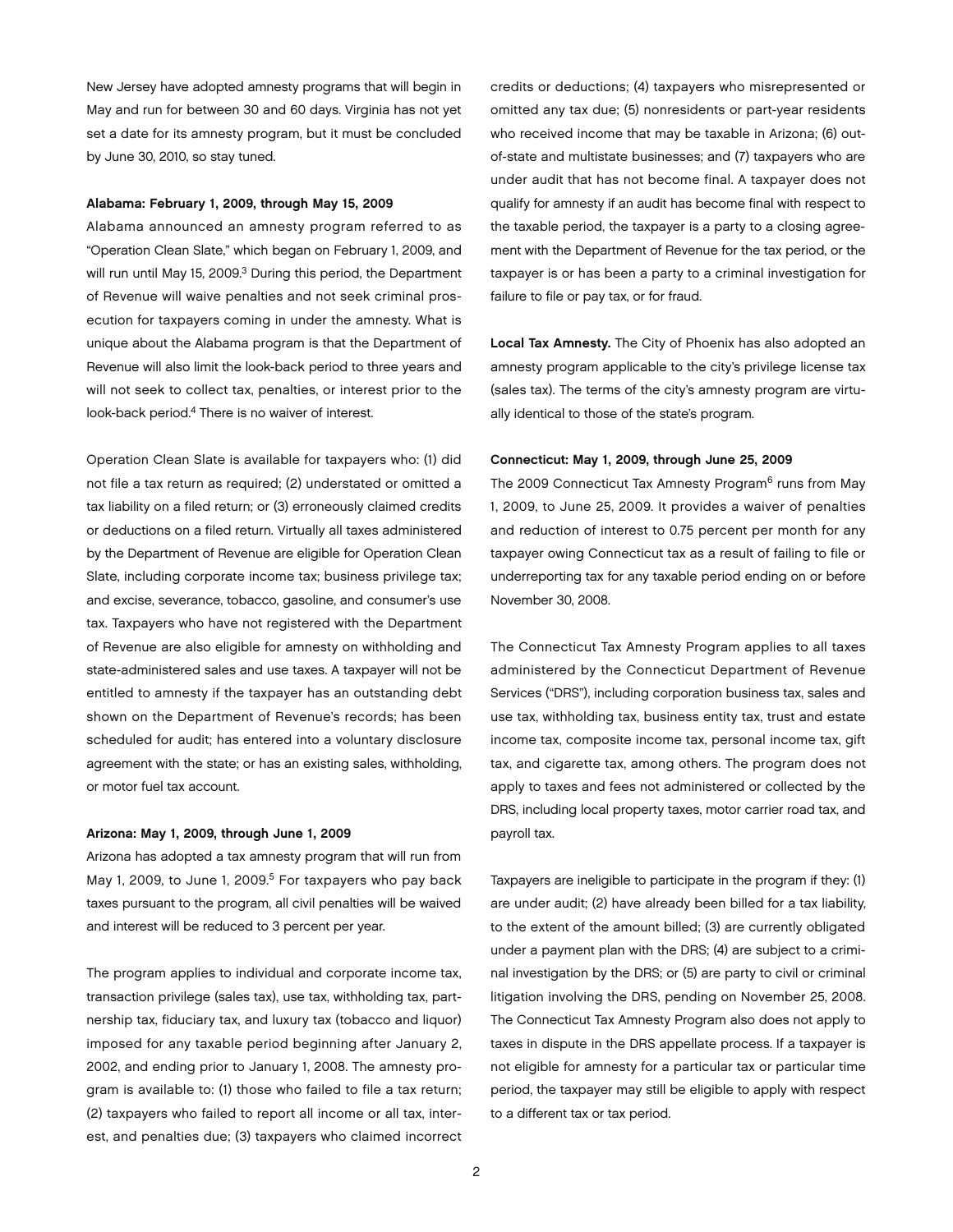New Jersey have adopted amnesty programs that will begin in May and run for between 30 and 60 days. Virginia has not yet set a date for its amnesty program, but it must be concluded by June 30, 2010, so stay tuned.

**Alabama: February 1, 2009, through May 15, 2009**

Alabama announced an amnesty program referred to as "Operation Clean Slate," which began on February 1, 2009, and will run until May 15, 2009.[3] During this period, the Department of Revenue will waive penalties and not seek criminal prosecution for taxpayers coming in under the amnesty. What is unique about the Alabama program is that the Department of Revenue will also limit the look-back period to three years and will not seek to collect tax, penalties, or interest prior to the look-back period.[4] There is no waiver of interest.

Operation Clean Slate is available for taxpayers who: (1) did not file a tax return as required; (2) understated or omitted a tax liability on a filed return; or (3) erroneously claimed credits or deductions on a filed return. Virtually all taxes administered by the Department of Revenue are eligible for Operation Clean Slate, including corporate income tax; business privilege tax; and excise, severance, tobacco, gasoline, and consumer's use tax. Taxpayers who have not registered with the Department of Revenue are also eligible for amnesty on withholding and state-administered sales and use taxes. A taxpayer will not be entitled to amnesty if the taxpayer has an outstanding debt shown on the Department of Revenue's records; has been scheduled for audit; has entered into a voluntary disclosure agreement with the state; or has an existing sales, withholding, or motor fuel tax account.

**Arizona: May 1, 2009, through June 1, 2009**

Arizona has adopted a tax amnesty program that will run from May 1, 2009, to June 1, 2009.[5] For taxpayers who pay back taxes pursuant to the program, all civil penalties will be waived and interest will be reduced to 3 percent per year.

The program applies to individual and corporate income tax, transaction privilege (sales tax), use tax, withholding tax, partnership tax, fiduciary tax, and luxury tax (tobacco and liquor) imposed for any taxable period beginning after January 2, 2002, and ending prior to January 1, 2008. The amnesty program is available to: (1) those who failed to file a tax return; (2) taxpayers who failed to report all income or all tax, interest, and penalties due; (3) taxpayers who claimed incorrect credits or deductions; (4) taxpayers who misrepresented or omitted any tax due; (5) nonresidents or part-year residents who received income that may be taxable in Arizona; (6) out-of-state and multistate businesses; and (7) taxpayers who are under audit that has not become final. A taxpayer does not qualify for amnesty if an audit has become final with respect to the taxable period, the taxpayer is a party to a closing agreement with the Department of Revenue for the tax period, or the taxpayer is or has been a party to a criminal investigation for failure to file or pay tax, or for fraud.

**Local Tax Amnesty.** The City of Phoenix has also adopted an amnesty program applicable to the city's privilege license tax (sales tax). The terms of the city's amnesty program are virtually identical to those of the state's program.

**Connecticut: May 1, 2009, through June 25, 2009**

The 2009 Connecticut Tax Amnesty Program[6] runs from May 1, 2009, to June 25, 2009. It provides a waiver of penalties and reduction of interest to 0.75 percent per month for any taxpayer owing Connecticut tax as a result of failing to file or underreporting tax for any taxable period ending on or before November 30, 2008.

The Connecticut Tax Amnesty Program applies to all taxes administered by the Connecticut Department of Revenue Services ("DRS"), including corporation business tax, sales and use tax, withholding tax, business entity tax, trust and estate income tax, composite income tax, personal income tax, gift tax, and cigarette tax, among others. The program does not apply to taxes and fees not administered or collected by the DRS, including local property taxes, motor carrier road tax, and payroll tax.

Taxpayers are ineligible to participate in the program if they: (1) are under audit; (2) have already been billed for a tax liability, to the extent of the amount billed; (3) are currently obligated under a payment plan with the DRS; (4) are subject to a criminal investigation by the DRS; or (5) are party to civil or criminal litigation involving the DRS, pending on November 25, 2008. The Connecticut Tax Amnesty Program also does not apply to taxes in dispute in the DRS appellate process. If a taxpayer is not eligible for amnesty for a particular tax or particular time period, the taxpayer may still be eligible to apply with respect to a different tax or tax period.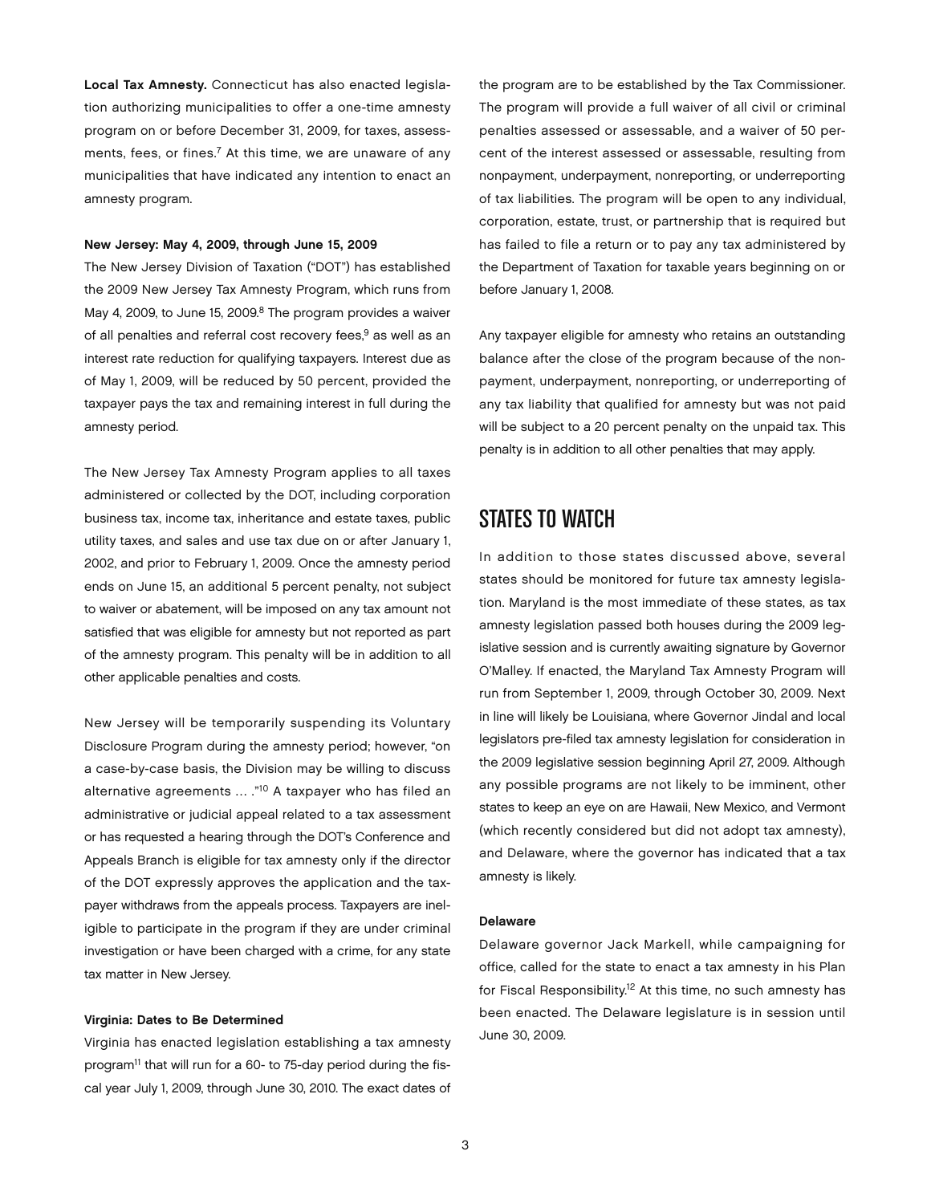**Local Tax Amnesty.** Connecticut has also enacted legislation authorizing municipalities to offer a one-time amnesty program on or before December 31, 2009, for taxes, assessments, fees, or fines.[7] At this time, we are unaware of any municipalities that have indicated any intention to enact an amnesty program.

#### New Jersey: May 4, 2009, through June 15, 2009

The New Jersey Division of Taxation ("DOT") has established the 2009 New Jersey Tax Amnesty Program, which runs from May 4, 2009, to June 15, 2009.[8] The program provides a waiver of all penalties and referral cost recovery fees,[9] as well as an interest rate reduction for qualifying taxpayers. Interest due as of May 1, 2009, will be reduced by 50 percent, provided the taxpayer pays the tax and remaining interest in full during the amnesty period.

The New Jersey Tax Amnesty Program applies to all taxes administered or collected by the DOT, including corporation business tax, income tax, inheritance and estate taxes, public utility taxes, and sales and use tax due on or after January 1, 2002, and prior to February 1, 2009. Once the amnesty period ends on June 15, an additional 5 percent penalty, not subject to waiver or abatement, will be imposed on any tax amount not satisfied that was eligible for amnesty but not reported as part of the amnesty program. This penalty will be in addition to all other applicable penalties and costs.

New Jersey will be temporarily suspending its Voluntary Disclosure Program during the amnesty period; however, "on a case-by-case basis, the Division may be willing to discuss alternative agreements … ."[10] A taxpayer who has filed an administrative or judicial appeal related to a tax assessment or has requested a hearing through the DOT's Conference and Appeals Branch is eligible for tax amnesty only if the director of the DOT expressly approves the application and the taxpayer withdraws from the appeals process. Taxpayers are ineligible to participate in the program if they are under criminal investigation or have been charged with a crime, for any state tax matter in New Jersey.

#### Virginia: Dates to Be Determined

Virginia has enacted legislation establishing a tax amnesty program[11] that will run for a 60- to 75-day period during the fiscal year July 1, 2009, through June 30, 2010. The exact dates of the program are to be established by the Tax Commissioner. The program will provide a full waiver of all civil or criminal penalties assessed or assessable, and a waiver of 50 percent of the interest assessed or assessable, resulting from nonpayment, underpayment, nonreporting, or underreporting of tax liabilities. The program will be open to any individual, corporation, estate, trust, or partnership that is required but has failed to file a return or to pay any tax administered by the Department of Taxation for taxable years beginning on or before January 1, 2008.

Any taxpayer eligible for amnesty who retains an outstanding balance after the close of the program because of the nonpayment, underpayment, nonreporting, or underreporting of any tax liability that qualified for amnesty but was not paid will be subject to a 20 percent penalty on the unpaid tax. This penalty is in addition to all other penalties that may apply.

## STATES TO WATCH

In addition to those states discussed above, several states should be monitored for future tax amnesty legislation. Maryland is the most immediate of these states, as tax amnesty legislation passed both houses during the 2009 legislative session and is currently awaiting signature by Governor O'Malley. If enacted, the Maryland Tax Amnesty Program will run from September 1, 2009, through October 30, 2009. Next in line will likely be Louisiana, where Governor Jindal and local legislators pre-filed tax amnesty legislation for consideration in the 2009 legislative session beginning April 27, 2009. Although any possible programs are not likely to be imminent, other states to keep an eye on are Hawaii, New Mexico, and Vermont (which recently considered but did not adopt tax amnesty), and Delaware, where the governor has indicated that a tax amnesty is likely.

#### Delaware

Delaware governor Jack Markell, while campaigning for office, called for the state to enact a tax amnesty in his Plan for Fiscal Responsibility.[12] At this time, no such amnesty has been enacted. The Delaware legislature is in session until June 30, 2009.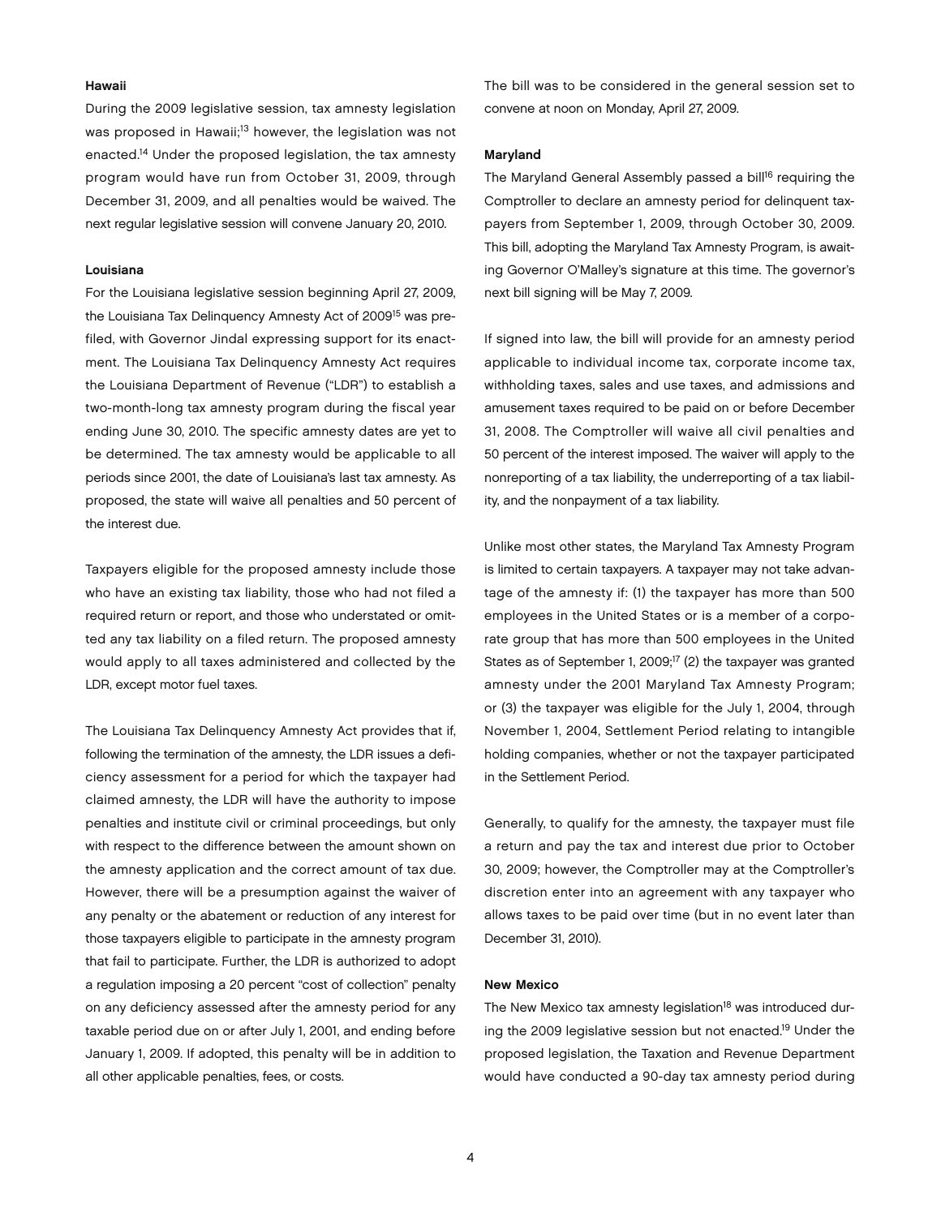### Hawaii

During the 2009 legislative session, tax amnesty legislation was proposed in Hawaii;[13] however, the legislation was not enacted.[14] Under the proposed legislation, the tax amnesty program would have run from October 31, 2009, through December 31, 2009, and all penalties would be waived. The next regular legislative session will convene January 20, 2010.

### Louisiana

For the Louisiana legislative session beginning April 27, 2009, the Louisiana Tax Delinquency Amnesty Act of 2009[15] was prefiled, with Governor Jindal expressing support for its enactment. The Louisiana Tax Delinquency Amnesty Act requires the Louisiana Department of Revenue ("LDR") to establish a two-month-long tax amnesty program during the fiscal year ending June 30, 2010. The specific amnesty dates are yet to be determined. The tax amnesty would be applicable to all periods since 2001, the date of Louisiana's last tax amnesty. As proposed, the state will waive all penalties and 50 percent of the interest due.

Taxpayers eligible for the proposed amnesty include those who have an existing tax liability, those who had not filed a required return or report, and those who understated or omitted any tax liability on a filed return. The proposed amnesty would apply to all taxes administered and collected by the LDR, except motor fuel taxes.

The Louisiana Tax Delinquency Amnesty Act provides that if, following the termination of the amnesty, the LDR issues a deficiency assessment for a period for which the taxpayer had claimed amnesty, the LDR will have the authority to impose penalties and institute civil or criminal proceedings, but only with respect to the difference between the amount shown on the amnesty application and the correct amount of tax due. However, there will be a presumption against the waiver of any penalty or the abatement or reduction of any interest for those taxpayers eligible to participate in the amnesty program that fail to participate. Further, the LDR is authorized to adopt a regulation imposing a 20 percent "cost of collection" penalty on any deficiency assessed after the amnesty period for any taxable period due on or after July 1, 2001, and ending before January 1, 2009. If adopted, this penalty will be in addition to all other applicable penalties, fees, or costs.

The bill was to be considered in the general session set to convene at noon on Monday, April 27, 2009.

### Maryland

The Maryland General Assembly passed a bill[16] requiring the Comptroller to declare an amnesty period for delinquent taxpayers from September 1, 2009, through October 30, 2009. This bill, adopting the Maryland Tax Amnesty Program, is awaiting Governor O'Malley's signature at this time. The governor's next bill signing will be May 7, 2009.

If signed into law, the bill will provide for an amnesty period applicable to individual income tax, corporate income tax, withholding taxes, sales and use taxes, and admissions and amusement taxes required to be paid on or before December 31, 2008. The Comptroller will waive all civil penalties and 50 percent of the interest imposed. The waiver will apply to the nonreporting of a tax liability, the underreporting of a tax liability, and the nonpayment of a tax liability.

Unlike most other states, the Maryland Tax Amnesty Program is limited to certain taxpayers. A taxpayer may not take advantage of the amnesty if: (1) the taxpayer has more than 500 employees in the United States or is a member of a corporate group that has more than 500 employees in the United States as of September 1, 2009;[17] (2) the taxpayer was granted amnesty under the 2001 Maryland Tax Amnesty Program; or (3) the taxpayer was eligible for the July 1, 2004, through November 1, 2004, Settlement Period relating to intangible holding companies, whether or not the taxpayer participated in the Settlement Period.

Generally, to qualify for the amnesty, the taxpayer must file a return and pay the tax and interest due prior to October 30, 2009; however, the Comptroller may at the Comptroller's discretion enter into an agreement with any taxpayer who allows taxes to be paid over time (but in no event later than December 31, 2010).

### New Mexico

The New Mexico tax amnesty legislation[18] was introduced during the 2009 legislative session but not enacted.[19] Under the proposed legislation, the Taxation and Revenue Department would have conducted a 90-day tax amnesty period during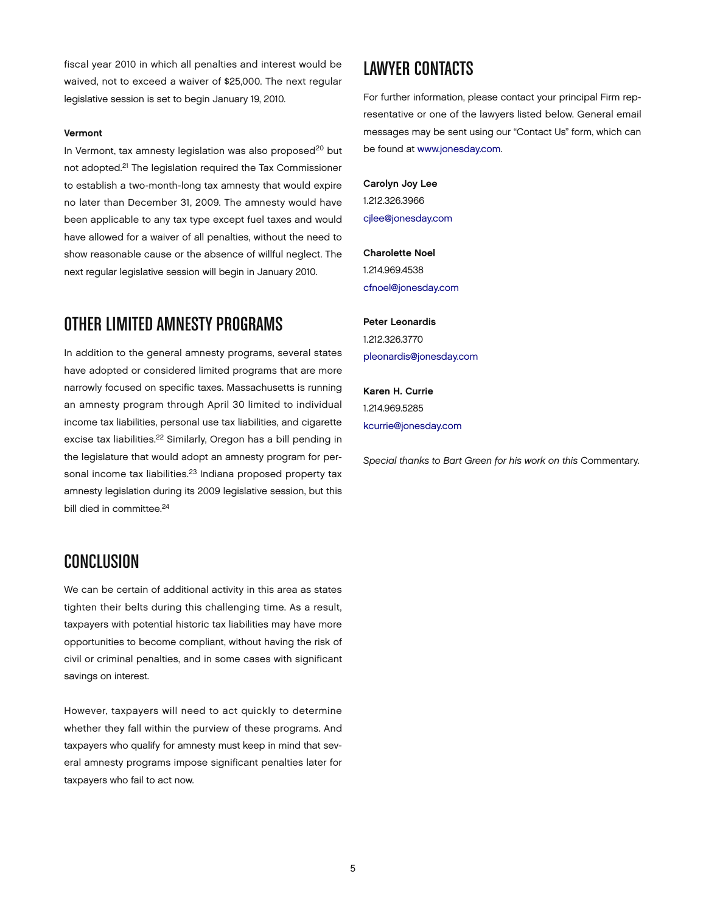fiscal year 2010 in which all penalties and interest would be waived, not to exceed a waiver of $25,000. The next regular legislative session is set to begin January 19, 2010.

**Vermont**

In Vermont, tax amnesty legislation was also proposed[20] but not adopted.[21] The legislation required the Tax Commissioner to establish a two-month-long tax amnesty that would expire no later than December 31, 2009. The amnesty would have been applicable to any tax type except fuel taxes and would have allowed for a waiver of all penalties, without the need to show reasonable cause or the absence of willful neglect. The next regular legislative session will begin in January 2010.

## OTHER LIMITED AMNESTY PROGRAMS

In addition to the general amnesty programs, several states have adopted or considered limited programs that are more narrowly focused on specific taxes. Massachusetts is running an amnesty program through April 30 limited to individual income tax liabilities, personal use tax liabilities, and cigarette excise tax liabilities.[22] Similarly, Oregon has a bill pending in the legislature that would adopt an amnesty program for personal income tax liabilities.[23] Indiana proposed property tax amnesty legislation during its 2009 legislative session, but this bill died in committee.[24]

## CONCLUSION

We can be certain of additional activity in this area as states tighten their belts during this challenging time. As a result, taxpayers with potential historic tax liabilities may have more opportunities to become compliant, without having the risk of civil or criminal penalties, and in some cases with significant savings on interest.

However, taxpayers will need to act quickly to determine whether they fall within the purview of these programs. And taxpayers who qualify for amnesty must keep in mind that several amnesty programs impose significant penalties later for taxpayers who fail to act now.

## LAWYER CONTACTS

For further information, please contact your principal Firm representative or one of the lawyers listed below. General email messages may be sent using our "Contact Us" form, which can be found at www.jonesday.com.

**Carolyn Joy Lee**
1.212.326.3966
cjlee@jonesday.com

**Charolette Noel**
1.214.969.4538
cfnoel@jonesday.com

**Peter Leonardis**
1.212.326.3770
pleonardis@jonesday.com

**Karen H. Currie**
1.214.969.5285
kcurrie@jonesday.com

*Special thanks to Bart Green for his work on this* Commentary.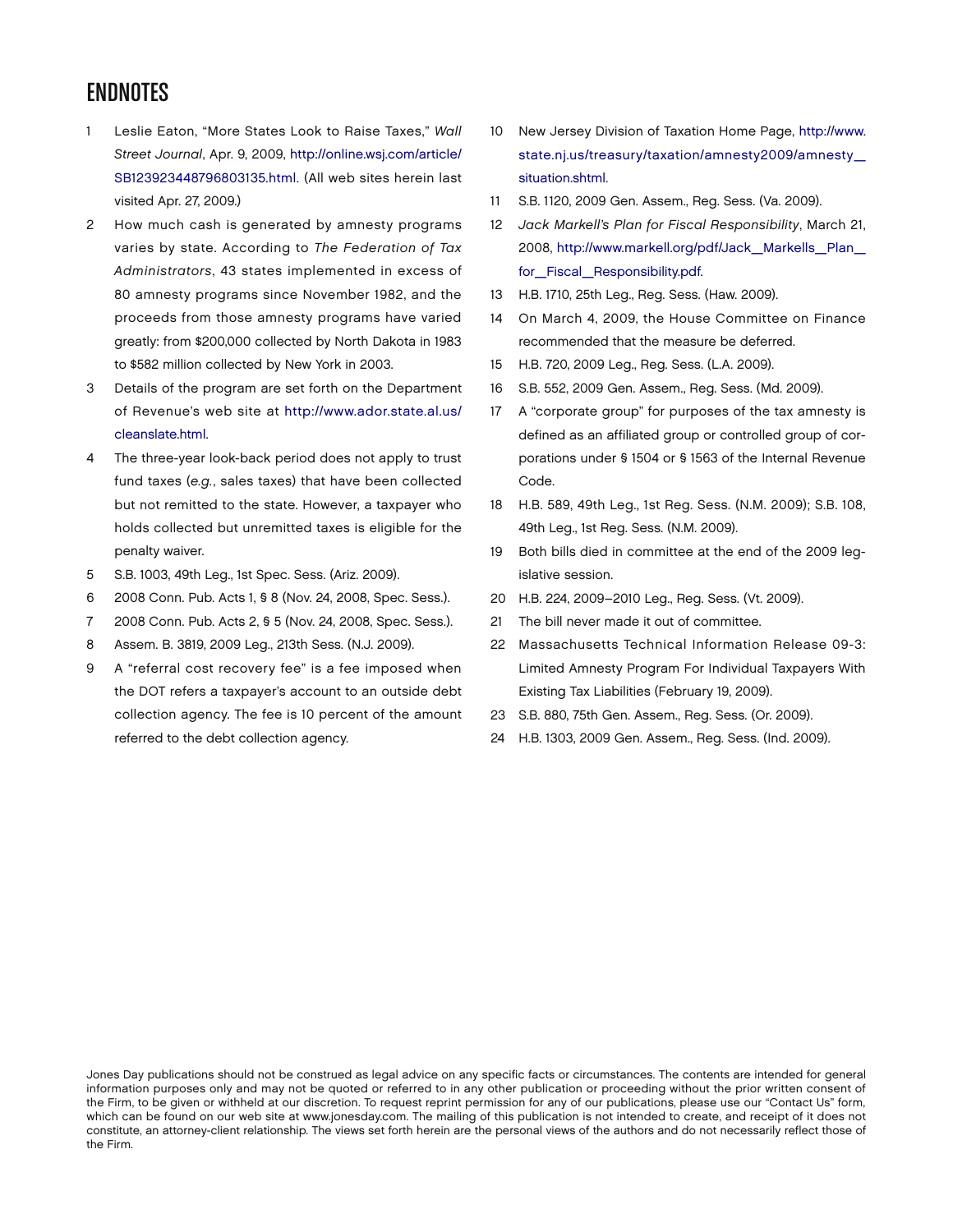# ENDNOTES

1. Leslie Eaton, "More States Look to Raise Taxes," *Wall Street Journal*, Apr. 9, 2009, http://online.wsj.com/article/SB123923448796803135.html. (All web sites herein last visited Apr. 27, 2009.)
2. How much cash is generated by amnesty programs varies by state. According to *The Federation of Tax Administrators*, 43 states implemented in excess of 80 amnesty programs since November 1982, and the proceeds from those amnesty programs have varied greatly: from $200,000 collected by North Dakota in 1983 to $582 million collected by New York in 2003.
3. Details of the program are set forth on the Department of Revenue's web site at http://www.ador.state.al.us/cleanslate.html.
4. The three-year look-back period does not apply to trust fund taxes (*e.g.*, sales taxes) that have been collected but not remitted to the state. However, a taxpayer who holds collected but unremitted taxes is eligible for the penalty waiver.
5. S.B. 1003, 49th Leg., 1st Spec. Sess. (Ariz. 2009).
6. 2008 Conn. Pub. Acts 1, § 8 (Nov. 24, 2008, Spec. Sess.).
7. 2008 Conn. Pub. Acts 2, § 5 (Nov. 24, 2008, Spec. Sess.).
8. Assem. B. 3819, 2009 Leg., 213th Sess. (N.J. 2009).
9. A "referral cost recovery fee" is a fee imposed when the DOT refers a taxpayer's account to an outside debt collection agency. The fee is 10 percent of the amount referred to the debt collection agency.
10. New Jersey Division of Taxation Home Page, http://www.state.nj.us/treasury/taxation/amnesty2009/amnesty__situation.shtml.
11. S.B. 1120, 2009 Gen. Assem., Reg. Sess. (Va. 2009).
12. *Jack Markell's Plan for Fiscal Responsibility*, March 21, 2008, http://www.markell.org/pdf/Jack__Markells__Plan__for__Fiscal__Responsibility.pdf.
13. H.B. 1710, 25th Leg., Reg. Sess. (Haw. 2009).
14. On March 4, 2009, the House Committee on Finance recommended that the measure be deferred.
15. H.B. 720, 2009 Leg., Reg. Sess. (L.A. 2009).
16. S.B. 552, 2009 Gen. Assem., Reg. Sess. (Md. 2009).
17. A "corporate group" for purposes of the tax amnesty is defined as an affiliated group or controlled group of corporations under § 1504 or § 1563 of the Internal Revenue Code.
18. H.B. 589, 49th Leg., 1st Reg. Sess. (N.M. 2009); S.B. 108, 49th Leg., 1st Reg. Sess. (N.M. 2009).
19. Both bills died in committee at the end of the 2009 legislative session.
20. H.B. 224, 2009–2010 Leg., Reg. Sess. (Vt. 2009).
21. The bill never made it out of committee.
22. Massachusetts Technical Information Release 09-3: Limited Amnesty Program For Individual Taxpayers With Existing Tax Liabilities (February 19, 2009).
23. S.B. 880, 75th Gen. Assem., Reg. Sess. (Or. 2009).
24. H.B. 1303, 2009 Gen. Assem., Reg. Sess. (Ind. 2009).

Jones Day publications should not be construed as legal advice on any specific facts or circumstances. The contents are intended for general information purposes only and may not be quoted or referred to in any other publication or proceeding without the prior written consent of the Firm, to be given or withheld at our discretion. To request reprint permission for any of our publications, please use our "Contact Us" form, which can be found on our web site at www.jonesday.com. The mailing of this publication is not intended to create, and receipt of it does not constitute, an attorney-client relationship. The views set forth herein are the personal views of the authors and do not necessarily reflect those of the Firm.